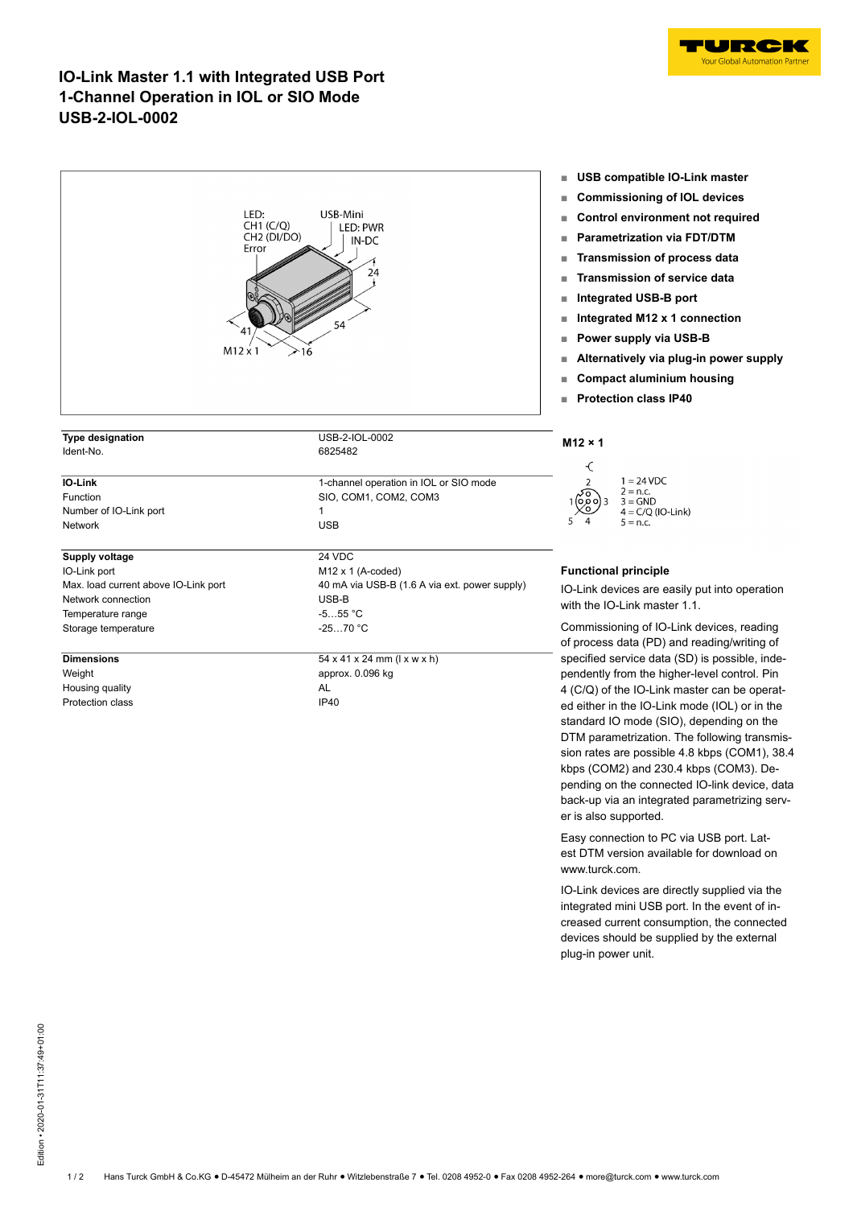# IO-Link Master 1.1 with Integrated USB Port 1-Channel Operation in IOL or SIO Mode USB-2-IOL-0002

- **USB compatible IO-Link master**
- **Commissioning of IOL devices**
- **Control environment not required**
- **Parametrization via FDT/DTM**
- **Transmission of process data**
- **Transmission of service data**
- **Integrated USB-B port**
- **Integrated M12 x 1 connection**
- **Power supply via USB-B**
- **Alternatively via plug-in power supply**
- **Compact aluminium housing**
- **Protection class IP40**

| **Type designation** | USB-2-IOL-0002 |
|---|---|
| Ident-No. | 6825482 |
| | |
| **IO-Link** | 1-channel operation in IOL or SIO mode |
| Function | SIO, COM1, COM2, COM3 |
| Number of IO-Link port | 1 |
| Network | USB |
| | |
| **Supply voltage** | 24 VDC |
| IO-Link port | M12 x 1 (A-coded) |
| Max. load current above IO-Link port | 40 mA via USB-B (1.6 A via ext. power supply) |
| Network connection | USB-B |
| Temperature range | -5…55 °C |
| Storage temperature | -25…70 °C |
| | |
| **Dimensions** | 54 x 41 x 24 mm (l x w x h) |
| Weight | approx. 0.096 kg |
| Housing quality | AL |
| Protection class | IP40 |

**M12 × 1**

1 = 24 VDC
2 = n.c.
3 = GND
4 = C/Q (IO-Link)
5 = n.c.

### Functional principle

IO-Link devices are easily put into operation with the IO-Link master 1.1.

Commissioning of IO-Link devices, reading of process data (PD) and reading/writing of specified service data (SD) is possible, independently from the higher-level control. Pin 4 (C/Q) of the IO-Link master can be operated either in the IO-Link mode (IOL) or in the standard IO mode (SIO), depending on the DTM parametrization. The following transmission rates are possible 4.8 kbps (COM1), 38.4 kbps (COM2) and 230.4 kbps (COM3). Depending on the connected IO-link device, data back-up via an integrated parametrizing server is also supported.

Easy connection to PC via USB port. Latest DTM version available for download on www.turck.com.

IO-Link devices are directly supplied via the integrated mini USB port. In the event of increased current consumption, the connected devices should be supplied by the external plug-in power unit.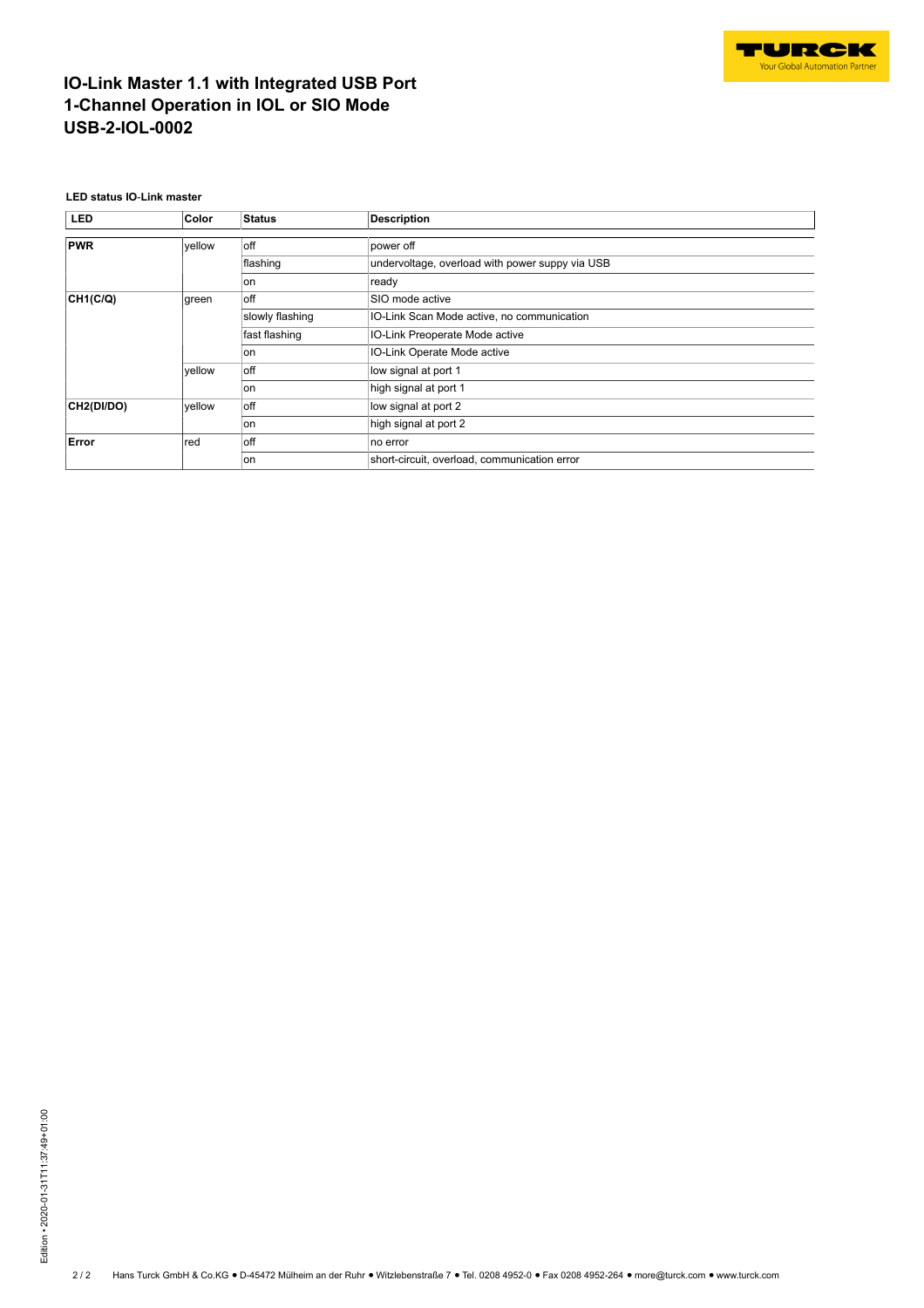# IO-Link Master 1.1 with Integrated USB Port
# 1-Channel Operation in IOL or SIO Mode
# USB-2-IOL-0002

**LED status IO-Link master**

| LED | Color | Status | Description |
|---|---|---|---|
| **PWR** | yellow | off | power off |
| | | flashing | undervoltage, overload with power suppy via USB |
| | | on | ready |
| **CH1(C/Q)** | green | off | SIO mode active |
| | | slowly flashing | IO-Link Scan Mode active, no communication |
| | | fast flashing | IO-Link Preoperate Mode active |
| | | on | IO-Link Operate Mode active |
| | yellow | off | low signal at port 1 |
| | | on | high signal at port 1 |
| **CH2(DI/DO)** | yellow | off | low signal at port 2 |
| | | on | high signal at port 2 |
| **Error** | red | off | no error |
| | | on | short-circuit, overload, communication error |